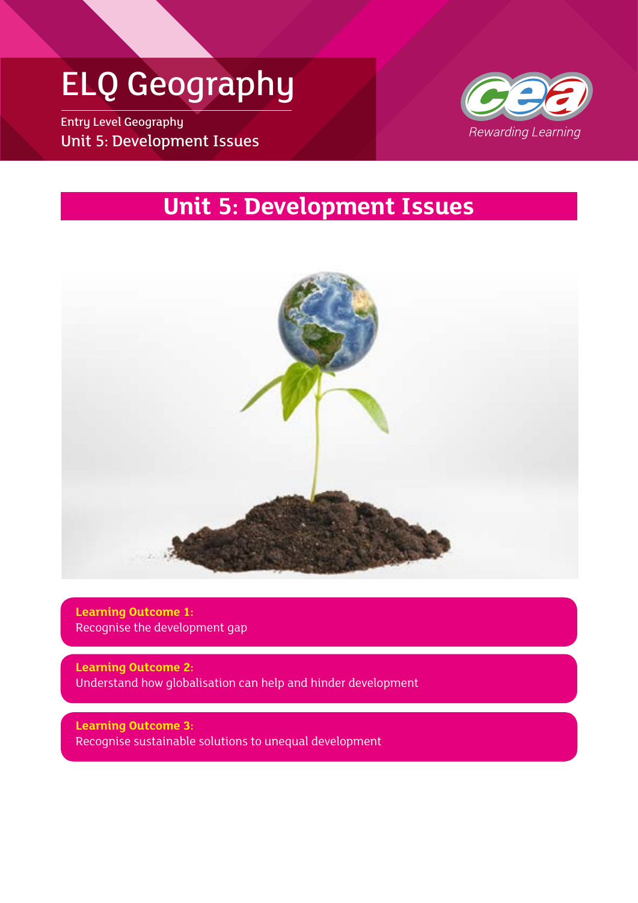# ELQ Geography

Entry Level Geography

Unit 5: Development Issues

Rewarding Learning

## Unit 5: Development Issues

**Learning Outcome 1:**
Recognise the development gap

**Learning Outcome 2:**
Understand how globalisation can help and hinder development

**Learning Outcome 3:**
Recognise sustainable solutions to unequal development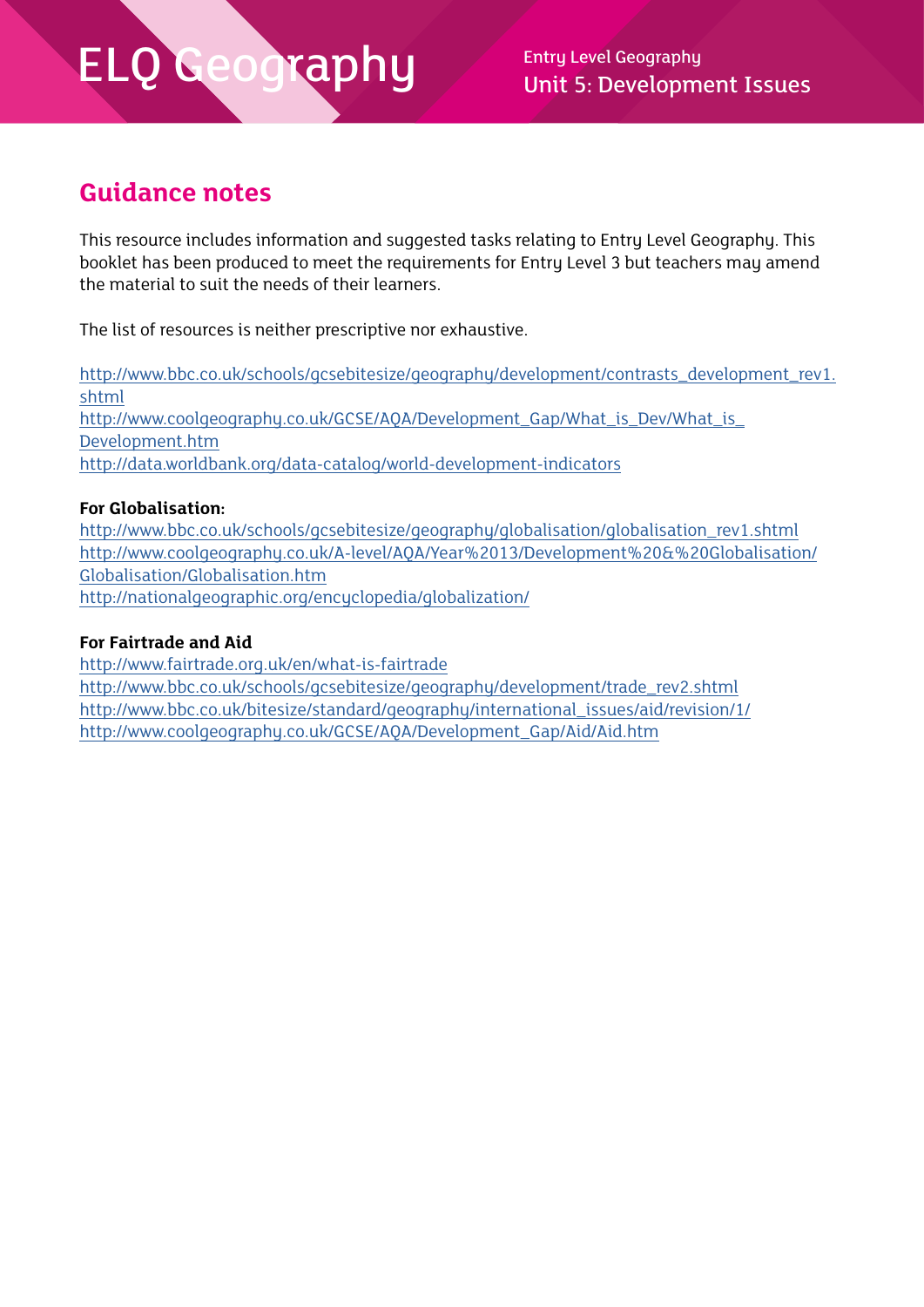## Guidance notes

This resource includes information and suggested tasks relating to Entry Level Geography. This booklet has been produced to meet the requirements for Entry Level 3 but teachers may amend the material to suit the needs of their learners.

The list of resources is neither prescriptive nor exhaustive.

http://www.bbc.co.uk/schools/gcsebitesize/geography/development/contrasts_development_rev1.shtml
http://www.coolgeography.co.uk/GCSE/AQA/Development_Gap/What_is_Dev/What_is_Development.htm
http://data.worldbank.org/data-catalog/world-development-indicators

**For Globalisation:**
http://www.bbc.co.uk/schools/gcsebitesize/geography/globalisation/globalisation_rev1.shtml
http://www.coolgeography.co.uk/A-level/AQA/Year%2013/Development%20&%20Globalisation/Globalisation/Globalisation.htm
http://nationalgeographic.org/encyclopedia/globalization/

**For Fairtrade and Aid**
http://www.fairtrade.org.uk/en/what-is-fairtrade
http://www.bbc.co.uk/schools/gcsebitesize/geography/development/trade_rev2.shtml
http://www.bbc.co.uk/bitesize/standard/geography/international_issues/aid/revision/1/
http://www.coolgeography.co.uk/GCSE/AQA/Development_Gap/Aid/Aid.htm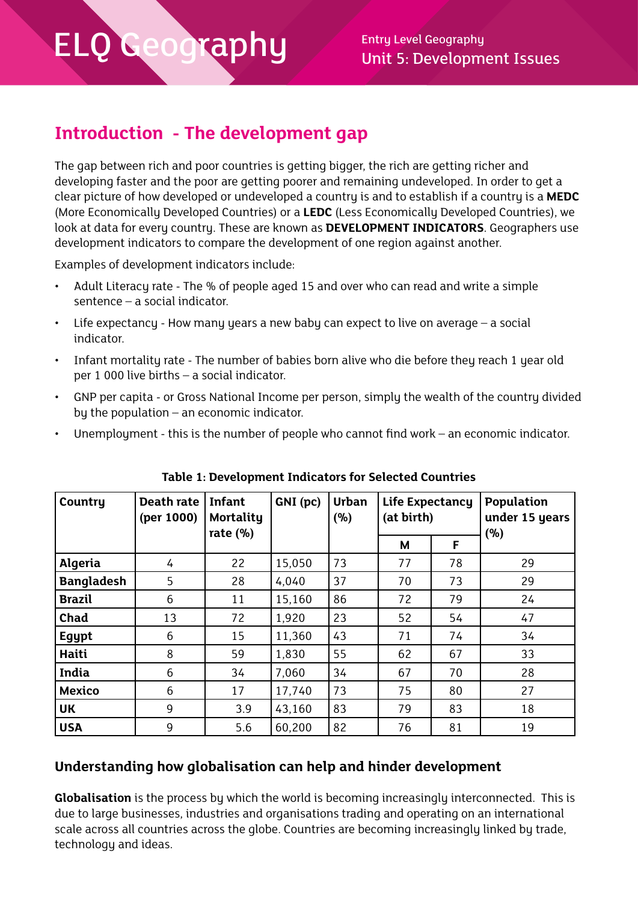## Introduction - The development gap

The gap between rich and poor countries is getting bigger, the rich are getting richer and developing faster and the poor are getting poorer and remaining undeveloped. In order to get a clear picture of how developed or undeveloped a country is and to establish if a country is a **MEDC** (More Economically Developed Countries) or a **LEDC** (Less Economically Developed Countries), we look at data for every country. These are known as **DEVELOPMENT INDICATORS**. Geographers use development indicators to compare the development of one region against another.

Examples of development indicators include:

- Adult Literacy rate - The % of people aged 15 and over who can read and write a simple sentence – a social indicator.
- Life expectancy - How many years a new baby can expect to live on average – a social indicator.
- Infant mortality rate - The number of babies born alive who die before they reach 1 year old per 1 000 live births – a social indicator.
- GNP per capita - or Gross National Income per person, simply the wealth of the country divided by the population – an economic indicator.
- Unemployment - this is the number of people who cannot find work – an economic indicator.

**Table 1: Development Indicators for Selected Countries**

| Country | Death rate (per 1000) | Infant Mortality rate (%) | GNI (pc) | Urban (%) | Life Expectancy (at birth) | | Population under 15 years (%) |
|---|---|---|---|---|---|---|---|
| | | | | | M | F | |
| **Algeria** | 4 | 22 | 15,050 | 73 | 77 | 78 | 29 |
| **Bangladesh** | 5 | 28 | 4,040 | 37 | 70 | 73 | 29 |
| **Brazil** | 6 | 11 | 15,160 | 86 | 72 | 79 | 24 |
| **Chad** | 13 | 72 | 1,920 | 23 | 52 | 54 | 47 |
| **Egypt** | 6 | 15 | 11,360 | 43 | 71 | 74 | 34 |
| **Haiti** | 8 | 59 | 1,830 | 55 | 62 | 67 | 33 |
| **India** | 6 | 34 | 7,060 | 34 | 67 | 70 | 28 |
| **Mexico** | 6 | 17 | 17,740 | 73 | 75 | 80 | 27 |
| **UK** | 9 | 3.9 | 43,160 | 83 | 79 | 83 | 18 |
| **USA** | 9 | 5.6 | 60,200 | 82 | 76 | 81 | 19 |

### Understanding how globalisation can help and hinder development

**Globalisation** is the process by which the world is becoming increasingly interconnected. This is due to large businesses, industries and organisations trading and operating on an international scale across all countries across the globe. Countries are becoming increasingly linked by trade, technology and ideas.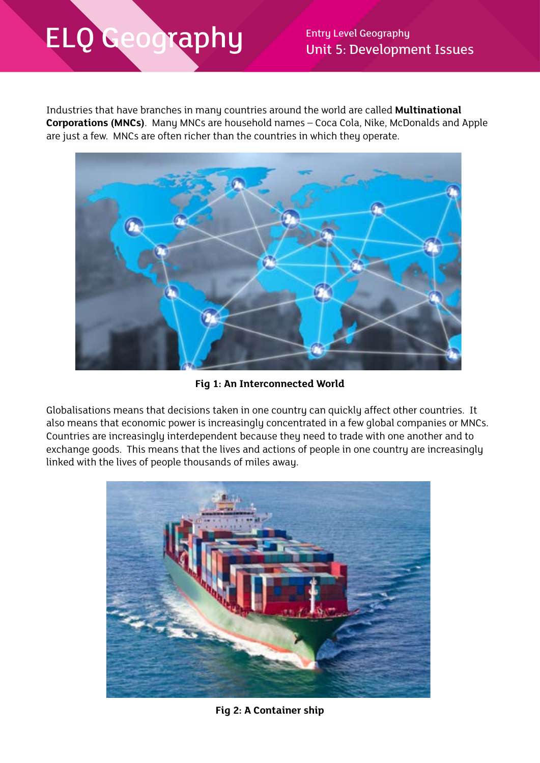Industries that have branches in many countries around the world are called **Multinational Corporations (MNCs)**. Many MNCs are household names – Coca Cola, Nike, McDonalds and Apple are just a few. MNCs are often richer than the countries in which they operate.

**Fig 1: An Interconnected World**

Globalisations means that decisions taken in one country can quickly affect other countries. It also means that economic power is increasingly concentrated in a few global companies or MNCs. Countries are increasingly interdependent because they need to trade with one another and to exchange goods. This means that the lives and actions of people in one country are increasingly linked with the lives of people thousands of miles away.

**Fig 2: A Container ship**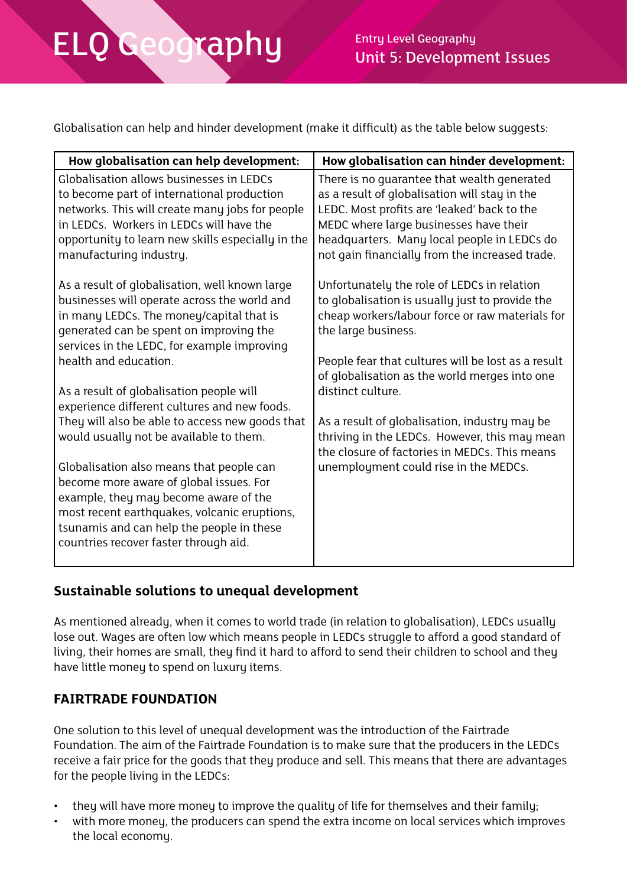Globalisation can help and hinder development (make it difficult) as the table below suggests:

| How globalisation can help development: | How globalisation can hinder development: |
| --- | --- |
| Globalisation allows businesses in LEDCs to become part of international production networks. This will create many jobs for people in LEDCs. Workers in LEDCs will have the opportunity to learn new skills especially in the manufacturing industry.<br><br>As a result of globalisation, well known large businesses will operate across the world and in many LEDCs. The money/capital that is generated can be spent on improving the services in the LEDC, for example improving health and education.<br><br>As a result of globalisation people will experience different cultures and new foods. They will also be able to access new goods that would usually not be available to them.<br><br>Globalisation also means that people can become more aware of global issues. For example, they may become aware of the most recent earthquakes, volcanic eruptions, tsunamis and can help the people in these countries recover faster through aid. | There is no guarantee that wealth generated as a result of globalisation will stay in the LEDC. Most profits are 'leaked' back to the MEDC where large businesses have their headquarters. Many local people in LEDCs do not gain financially from the increased trade.<br><br>Unfortunately the role of LEDCs in relation to globalisation is usually just to provide the cheap workers/labour force or raw materials for the large business.<br><br>People fear that cultures will be lost as a result of globalisation as the world merges into one distinct culture.<br><br>As a result of globalisation, industry may be thriving in the LEDCs. However, this may mean the closure of factories in MEDCs. This means unemployment could rise in the MEDCs. |

## Sustainable solutions to unequal development

As mentioned already, when it comes to world trade (in relation to globalisation), LEDCs usually lose out. Wages are often low which means people in LEDCs struggle to afford a good standard of living, their homes are small, they find it hard to afford to send their children to school and they have little money to spend on luxury items.

### FAIRTRADE FOUNDATION

One solution to this level of unequal development was the introduction of the Fairtrade Foundation. The aim of the Fairtrade Foundation is to make sure that the producers in the LEDCs receive a fair price for the goods that they produce and sell. This means that there are advantages for the people living in the LEDCs:

- they will have more money to improve the quality of life for themselves and their family;
- with more money, the producers can spend the extra income on local services which improves the local economy.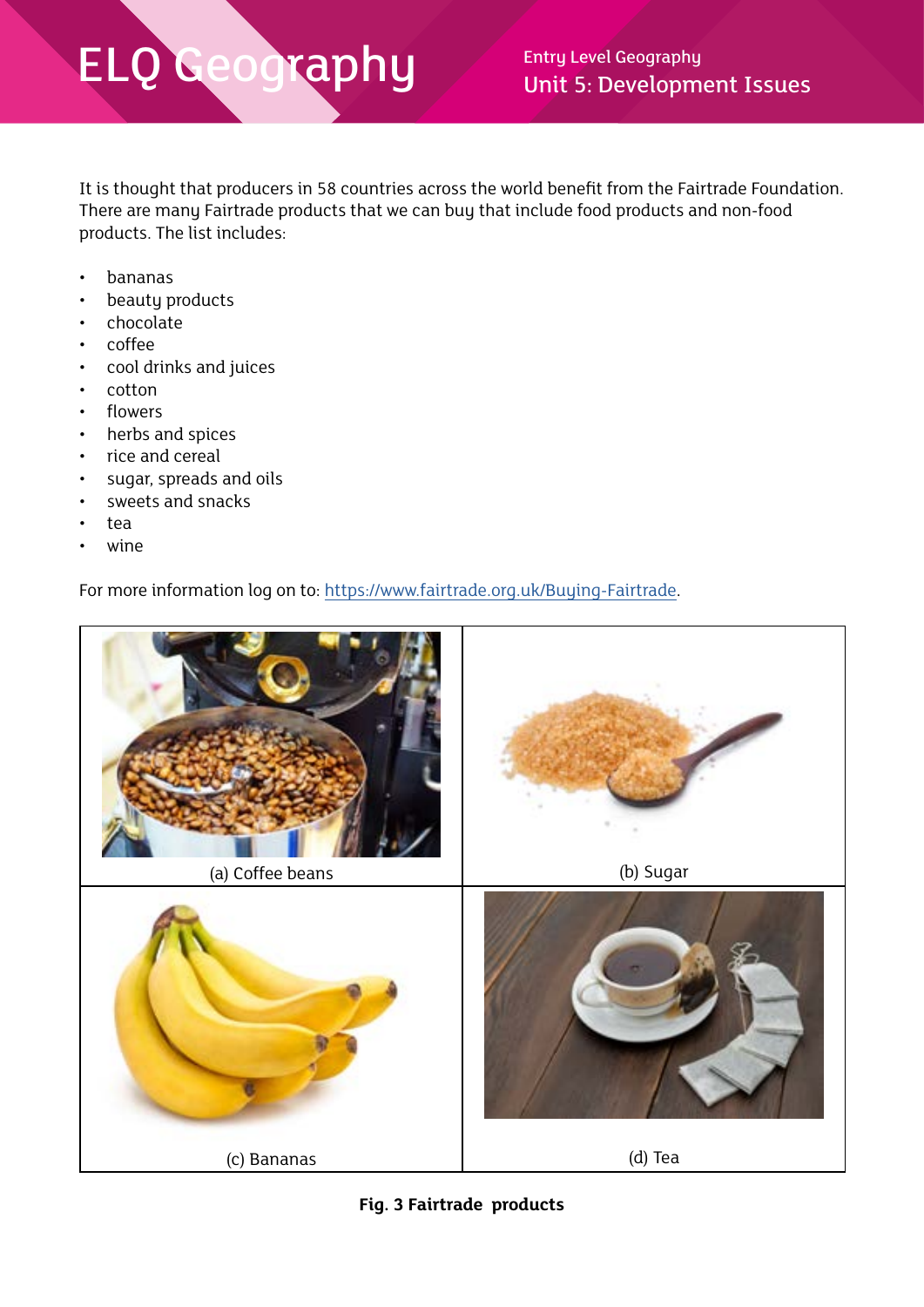It is thought that producers in 58 countries across the world benefit from the Fairtrade Foundation. There are many Fairtrade products that we can buy that include food products and non-food products. The list includes:

- bananas
- beauty products
- chocolate
- coffee
- cool drinks and juices
- cotton
- flowers
- herbs and spices
- rice and cereal
- sugar, spreads and oils
- sweets and snacks
- tea
- wine

For more information log on to: https://www.fairtrade.org.uk/Buying-Fairtrade.

| (a) Coffee beans | (b) Sugar |
| --- | --- |
| (c) Bananas | (d) Tea |

**Fig. 3 Fairtrade products**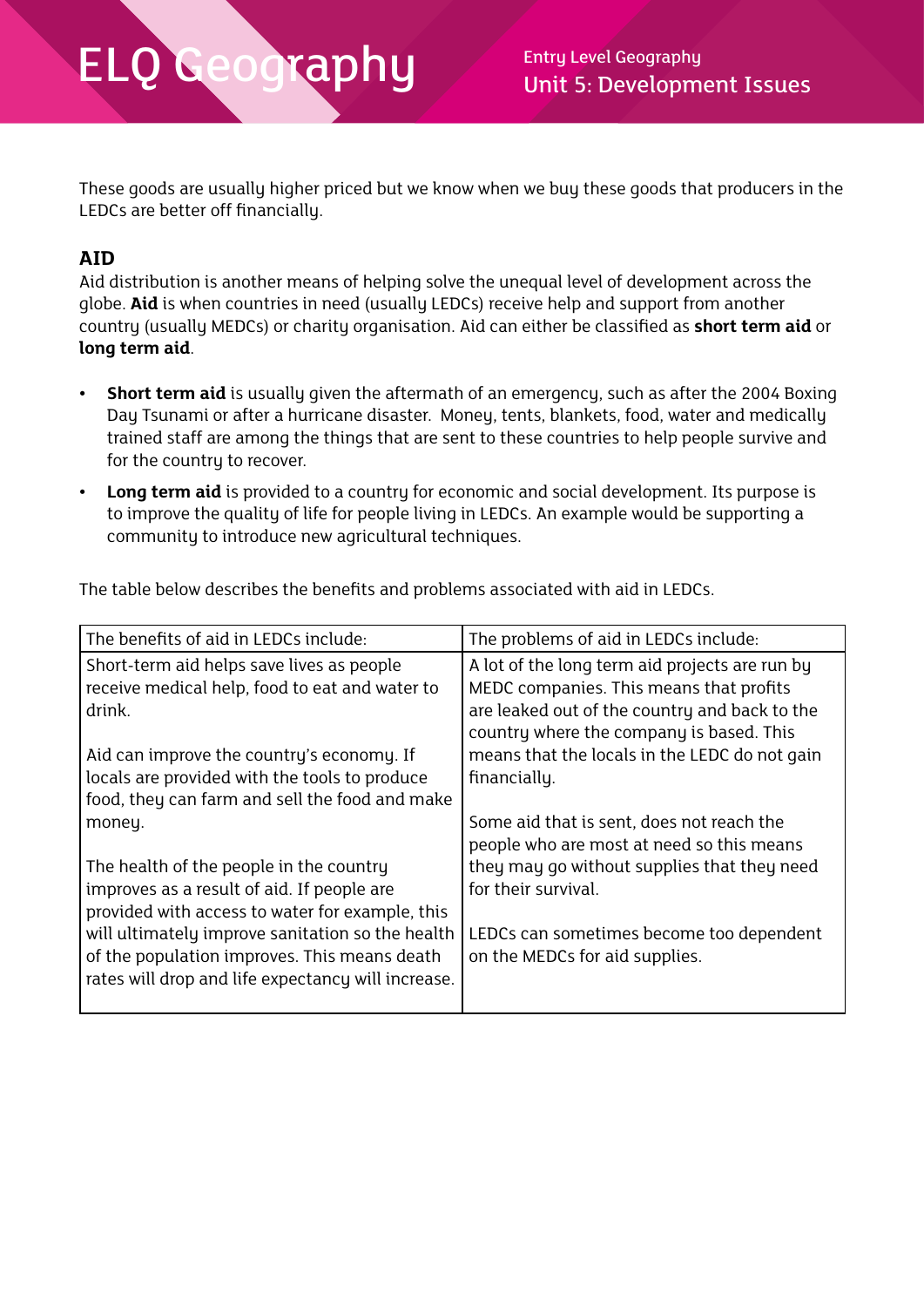These goods are usually higher priced but we know when we buy these goods that producers in the LEDCs are better off financially.

## AID

Aid distribution is another means of helping solve the unequal level of development across the globe. **Aid** is when countries in need (usually LEDCs) receive help and support from another country (usually MEDCs) or charity organisation. Aid can either be classified as **short term aid** or **long term aid**.

- **Short term aid** is usually given the aftermath of an emergency, such as after the 2004 Boxing Day Tsunami or after a hurricane disaster. Money, tents, blankets, food, water and medically trained staff are among the things that are sent to these countries to help people survive and for the country to recover.
- **Long term aid** is provided to a country for economic and social development. Its purpose is to improve the quality of life for people living in LEDCs. An example would be supporting a community to introduce new agricultural techniques.

The table below describes the benefits and problems associated with aid in LEDCs.

| The benefits of aid in LEDCs include: | The problems of aid in LEDCs include: |
|---|---|
| Short-term aid helps save lives as people receive medical help, food to eat and water to drink.<br><br>Aid can improve the country's economy. If locals are provided with the tools to produce food, they can farm and sell the food and make money.<br><br>The health of the people in the country improves as a result of aid. If people are provided with access to water for example, this will ultimately improve sanitation so the health of the population improves. This means death rates will drop and life expectancy will increase. | A lot of the long term aid projects are run by MEDC companies. This means that profits are leaked out of the country and back to the country where the company is based. This means that the locals in the LEDC do not gain financially.<br><br>Some aid that is sent, does not reach the people who are most at need so this means they may go without supplies that they need for their survival.<br><br>LEDCs can sometimes become too dependent on the MEDCs for aid supplies. |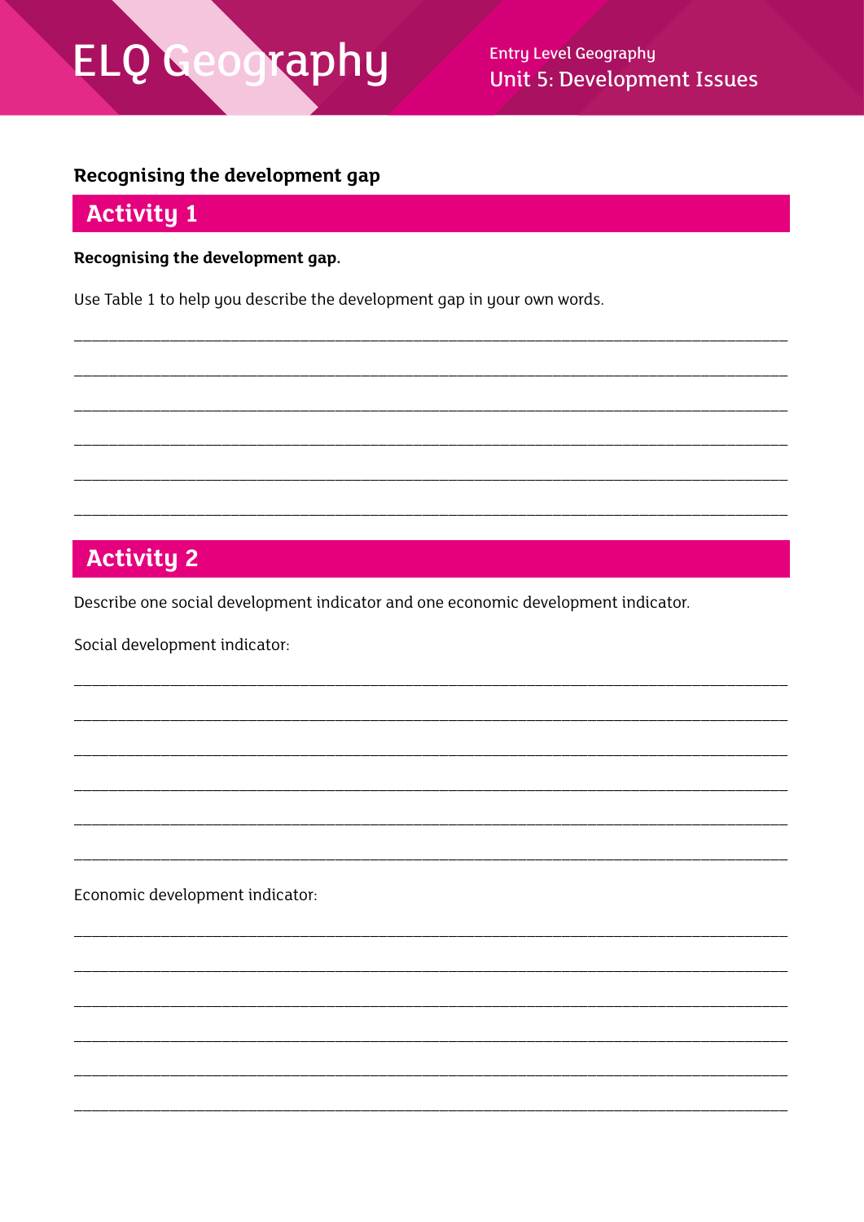## Recognising the development gap

## Activity 1

**Recognising the development gap.**

Use Table 1 to help you describe the development gap in your own words.

______________________________________________________________________________

______________________________________________________________________________

______________________________________________________________________________

______________________________________________________________________________

______________________________________________________________________________

______________________________________________________________________________

## Activity 2

Describe one social development indicator and one economic development indicator.

Social development indicator:

______________________________________________________________________________

______________________________________________________________________________

______________________________________________________________________________

______________________________________________________________________________

______________________________________________________________________________

______________________________________________________________________________

Economic development indicator:

______________________________________________________________________________

______________________________________________________________________________

______________________________________________________________________________

______________________________________________________________________________

______________________________________________________________________________

______________________________________________________________________________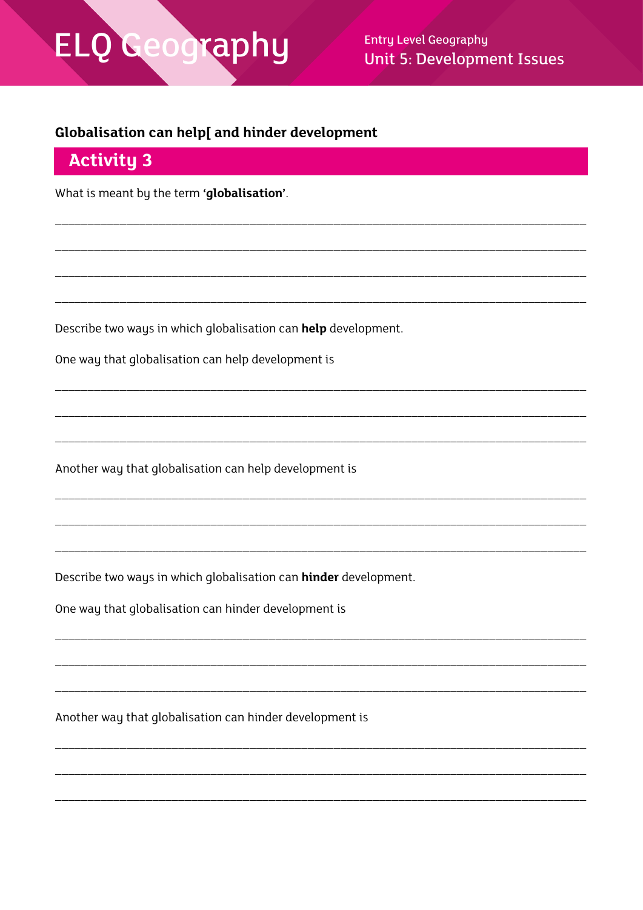**Globalisation can help[ and hinder development**

## Activity 3

What is meant by the term **'globalisation'**.

___________________________________________________________________________

___________________________________________________________________________

___________________________________________________________________________

___________________________________________________________________________

Describe two ways in which globalisation can **help** development.

One way that globalisation can help development is

___________________________________________________________________________

___________________________________________________________________________

___________________________________________________________________________

Another way that globalisation can help development is

___________________________________________________________________________

___________________________________________________________________________

___________________________________________________________________________

Describe two ways in which globalisation can **hinder** development.

One way that globalisation can hinder development is

___________________________________________________________________________

___________________________________________________________________________

___________________________________________________________________________

Another way that globalisation can hinder development is

___________________________________________________________________________

___________________________________________________________________________

___________________________________________________________________________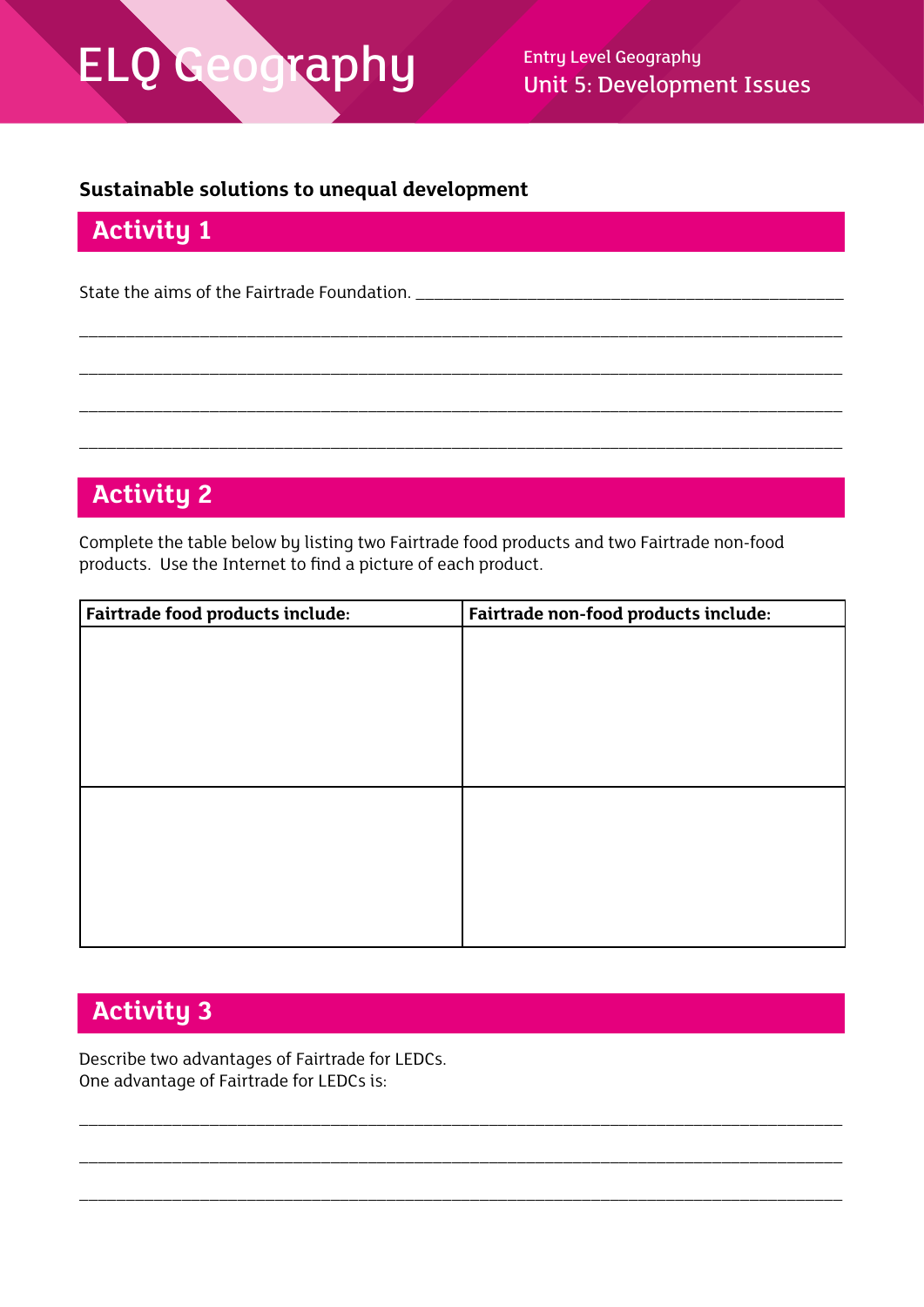# ELQ Geography

Entry Level Geography
Unit 5: Development Issues

**Sustainable solutions to unequal development**

## Activity 1

State the aims of the Fairtrade Foundation. ______________________________________________

_____________________________________________________________________________

_____________________________________________________________________________

_____________________________________________________________________________

_____________________________________________________________________________

## Activity 2

Complete the table below by listing two Fairtrade food products and two Fairtrade non-food products. Use the Internet to find a picture of each product.

| Fairtrade food products include: | Fairtrade non-food products include: |
|---|---|
| | |
| | |

## Activity 3

Describe two advantages of Fairtrade for LEDCs.
One advantage of Fairtrade for LEDCs is:

_____________________________________________________________________________

_____________________________________________________________________________

_____________________________________________________________________________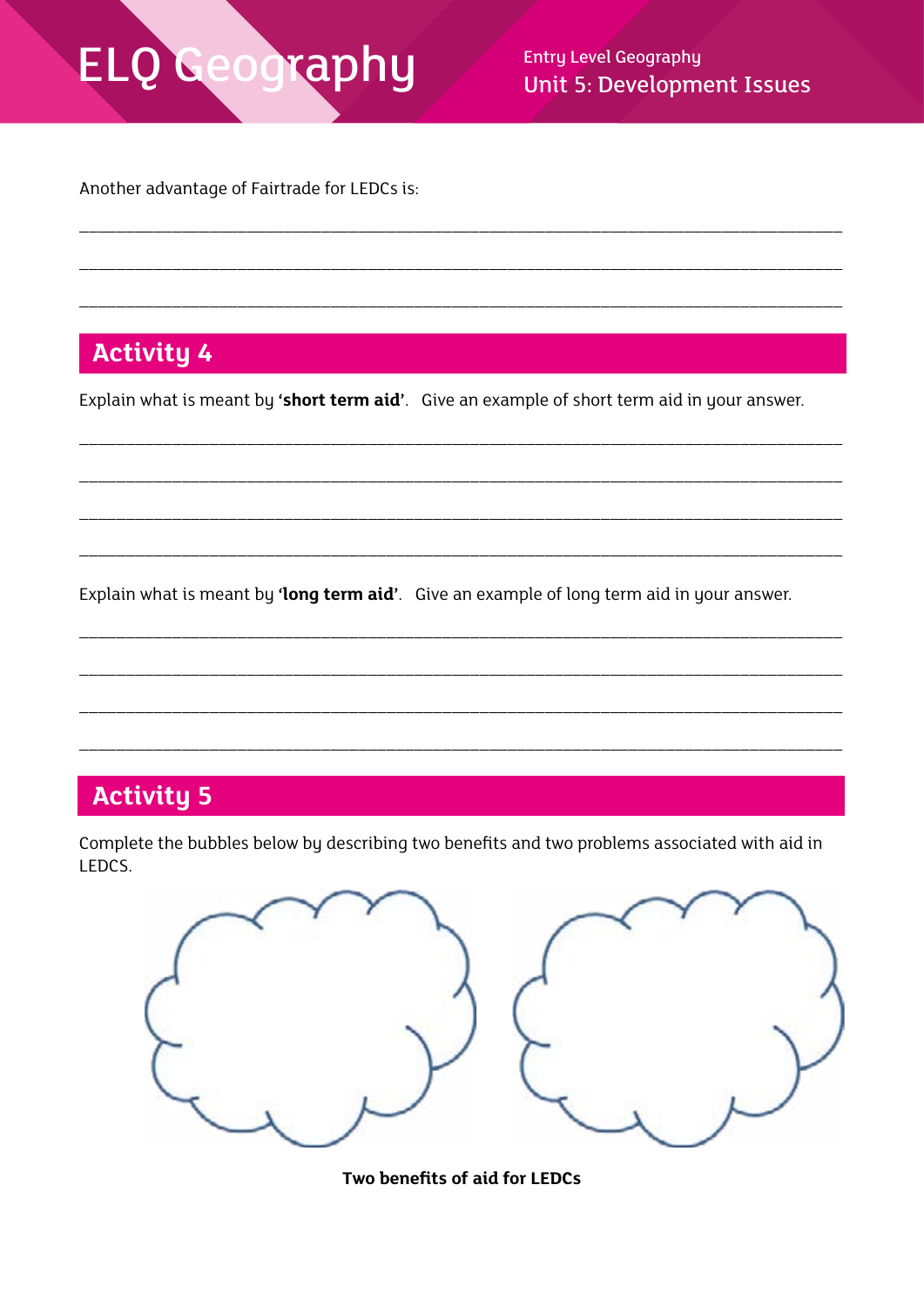Another advantage of Fairtrade for LEDCs is:

_______________________________________________________________________________

_______________________________________________________________________________

_______________________________________________________________________________

## Activity 4

Explain what is meant by **'short term aid'**. Give an example of short term aid in your answer.

_______________________________________________________________________________

_______________________________________________________________________________

_______________________________________________________________________________

_______________________________________________________________________________

Explain what is meant by **'long term aid'**. Give an example of long term aid in your answer.

_______________________________________________________________________________

_______________________________________________________________________________

_______________________________________________________________________________

_______________________________________________________________________________

## Activity 5

Complete the bubbles below by describing two benefits and two problems associated with aid in LEDCS.

**Two benefits of aid for LEDCs**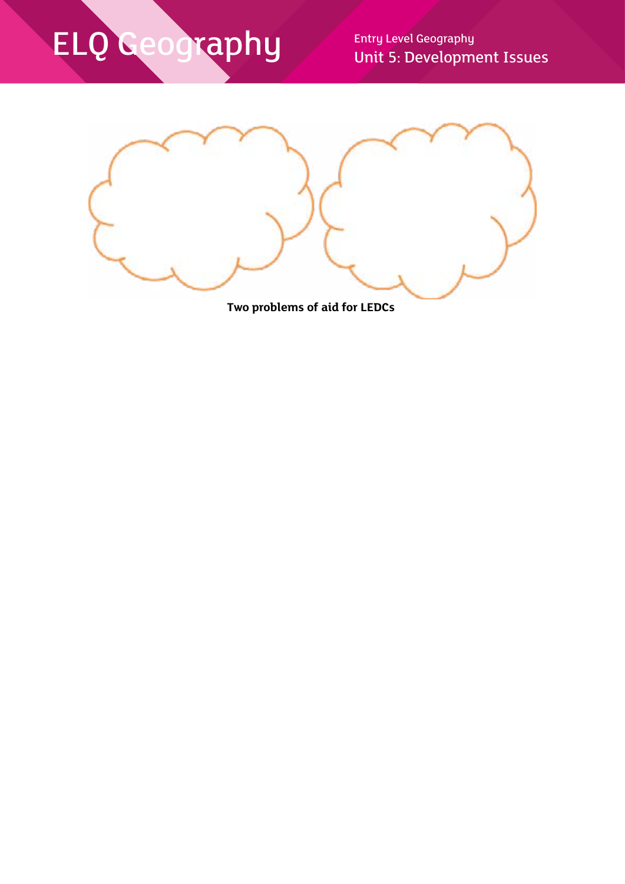**Two problems of aid for LEDCs**